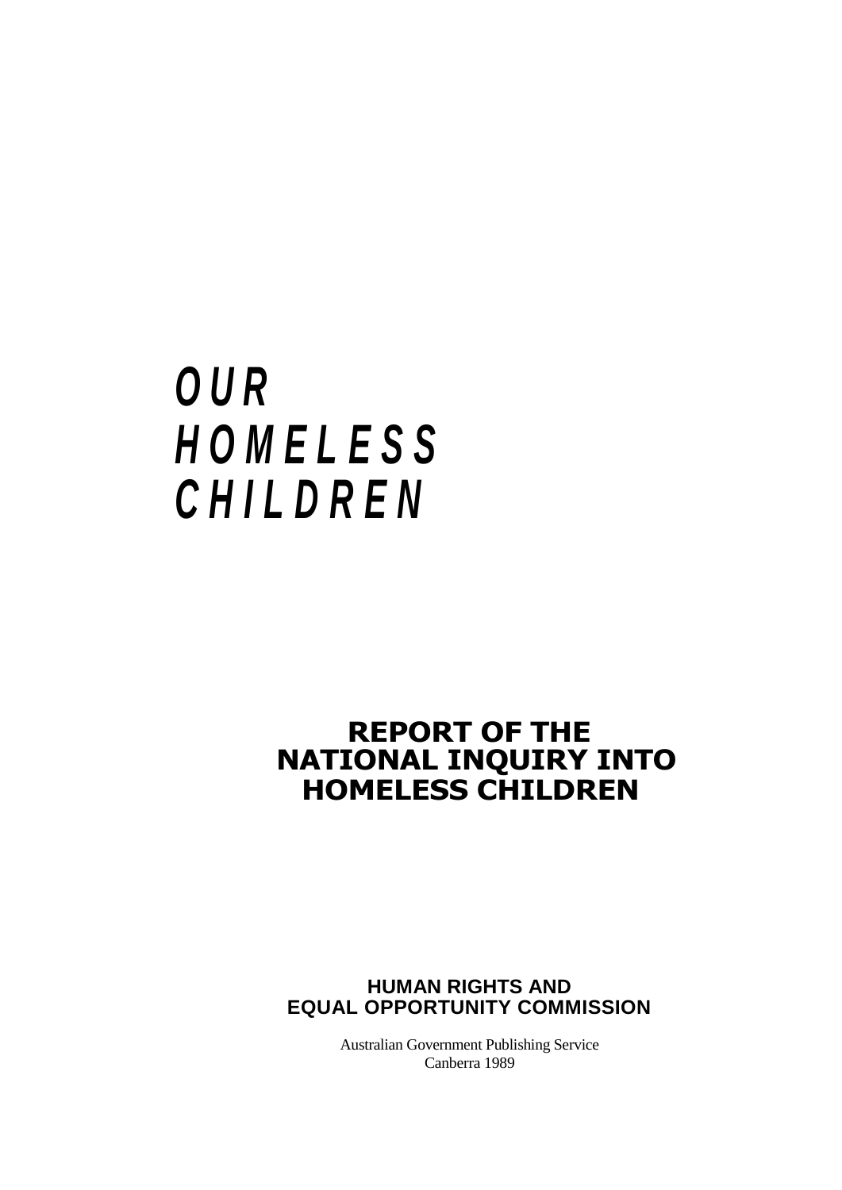# *OUR HOMELESS CHILDREN*

## REPORT OF THE NATIONAL INQUIRY INTO HOMELESS CHILDREN

**HUMAN RIGHTS AND EQUAL OPPORTUNITY COMMISSION**

Australian Government Publishing Service
Canberra 1989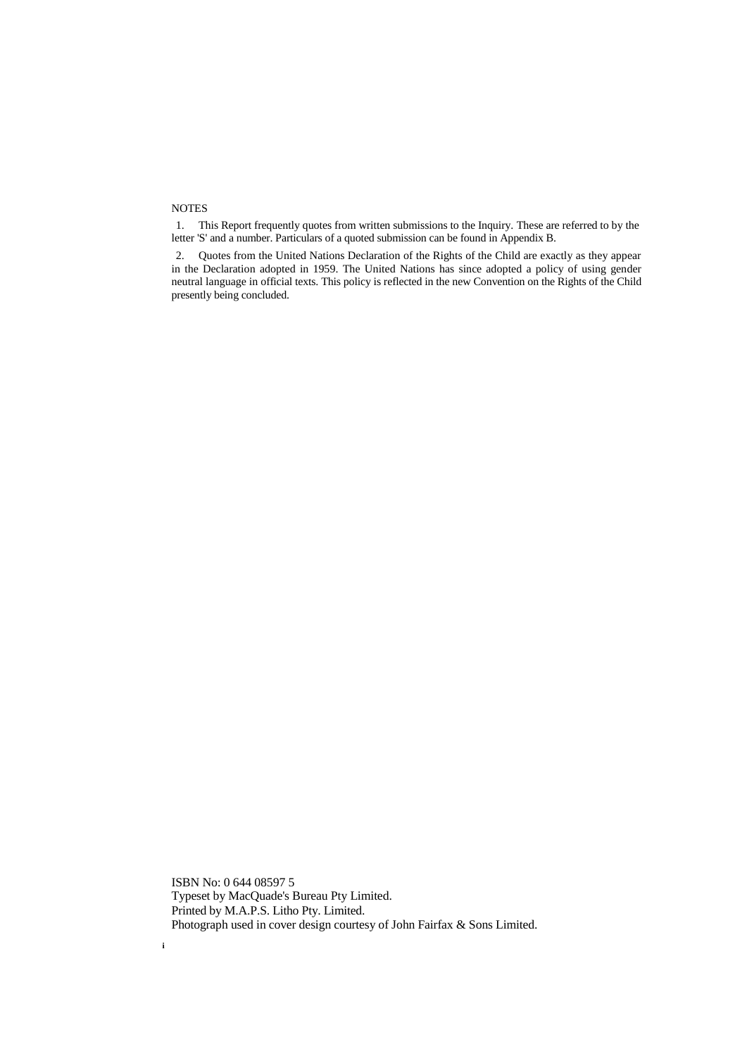NOTES

1. This Report frequently quotes from written submissions to the Inquiry. These are referred to by the letter 'S' and a number. Particulars of a quoted submission can be found in Appendix B.

2. Quotes from the United Nations Declaration of the Rights of the Child are exactly as they appear in the Declaration adopted in 1959. The United Nations has since adopted a policy of using gender neutral language in official texts. This policy is reflected in the new Convention on the Rights of the Child presently being concluded.

ISBN No: 0 644 08597 5
Typeset by MacQuade's Bureau Pty Limited.
Printed by M.A.P.S. Litho Pty. Limited.
Photograph used in cover design courtesy of John Fairfax & Sons Limited.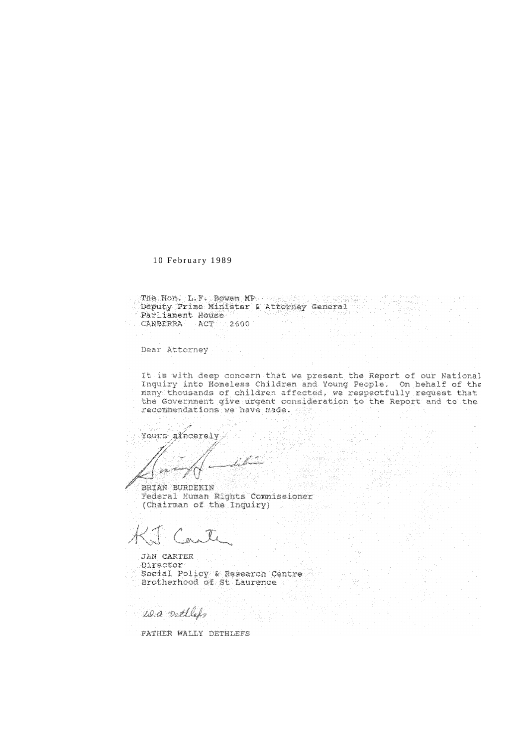10 February 1989

The Hon. L.F. Bowen MP
Deputy Prime Minister & Attorney General
Parliament House
CANBERRA ACT 2600

Dear Attorney

It is with deep concern that we present the Report of our National Inquiry into Homeless Children and Young People. On behalf of the many thousands of children affected, we respectfully request that the Government give urgent consideration to the Report and to the recommendations we have made.

Yours sincerely

BRIAN BURDEKIN
Federal Human Rights Commissioner
(Chairman of the Inquiry)

JAN CARTER
Director
Social Policy & Research Centre
Brotherhood of St Laurence

FATHER WALLY DETHLEFS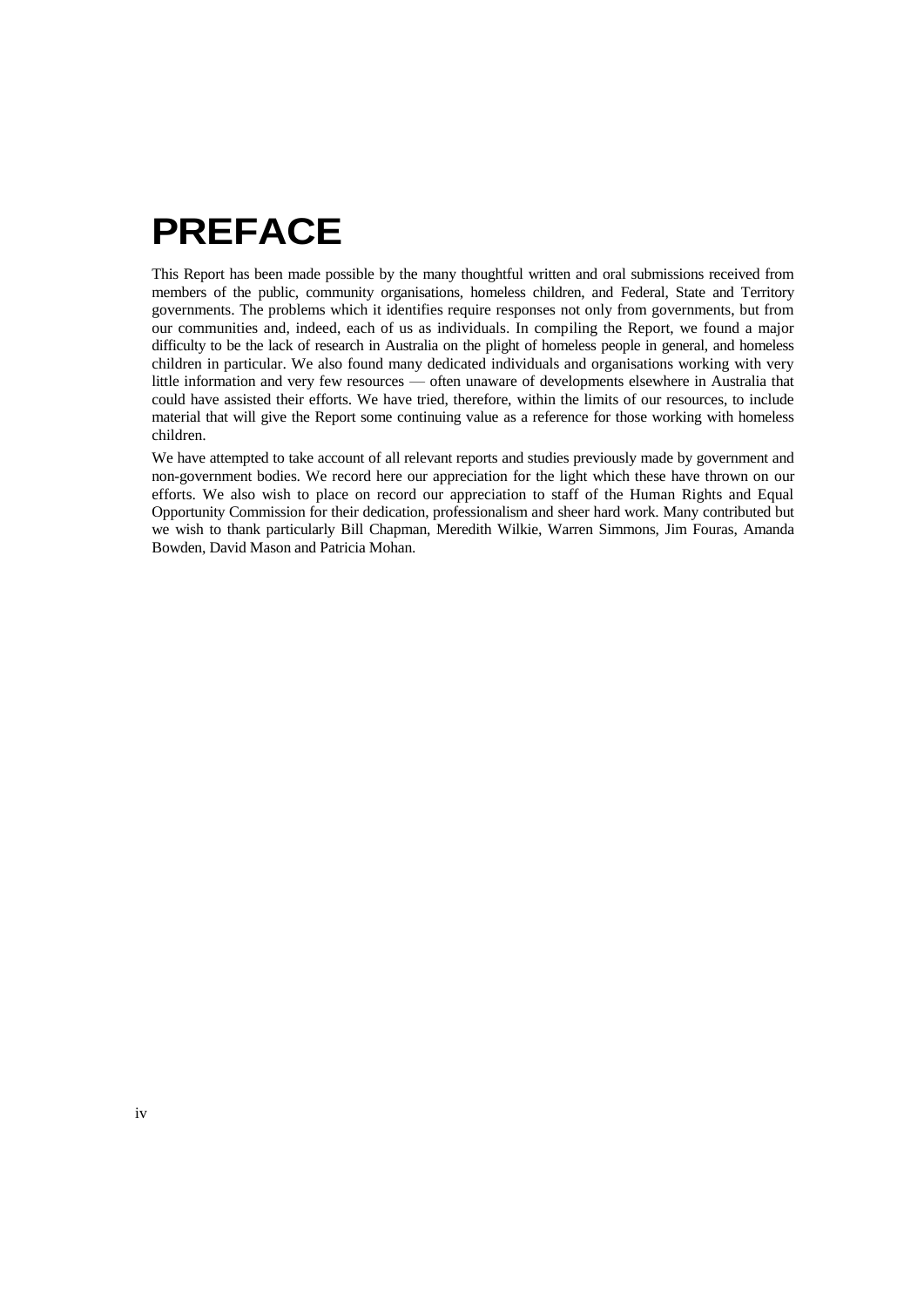# PREFACE

This Report has been made possible by the many thoughtful written and oral submissions received from members of the public, community organisations, homeless children, and Federal, State and Territory governments. The problems which it identifies require responses not only from governments, but from our communities and, indeed, each of us as individuals. In compiling the Report, we found a major difficulty to be the lack of research in Australia on the plight of homeless people in general, and homeless children in particular. We also found many dedicated individuals and organisations working with very little information and very few resources — often unaware of developments elsewhere in Australia that could have assisted their efforts. We have tried, therefore, within the limits of our resources, to include material that will give the Report some continuing value as a reference for those working with homeless children.

We have attempted to take account of all relevant reports and studies previously made by government and non-government bodies. We record here our appreciation for the light which these have thrown on our efforts. We also wish to place on record our appreciation to staff of the Human Rights and Equal Opportunity Commission for their dedication, professionalism and sheer hard work. Many contributed but we wish to thank particularly Bill Chapman, Meredith Wilkie, Warren Simmons, Jim Fouras, Amanda Bowden, David Mason and Patricia Mohan.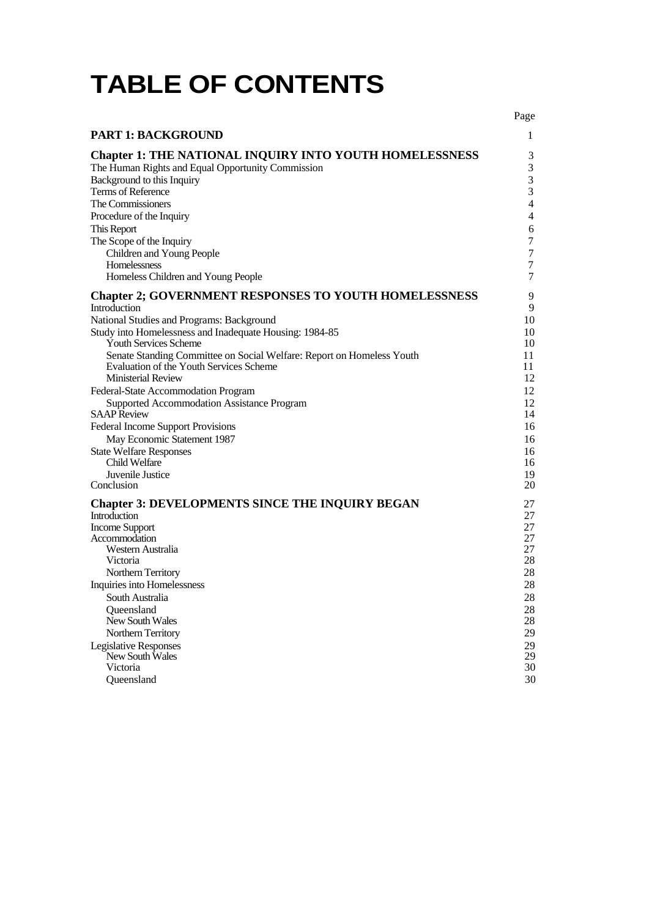# TABLE OF CONTENTS

| | Page |
|---|---|
| **PART 1: BACKGROUND** | 1 |
| **Chapter 1: THE NATIONAL INQUIRY INTO YOUTH HOMELESSNESS** | 3 |
| The Human Rights and Equal Opportunity Commission | 3 |
| Background to this Inquiry | 3 |
| Terms of Reference | 3 |
| The Commissioners | 4 |
| Procedure of the Inquiry | 4 |
| This Report | 6 |
| The Scope of the Inquiry | 7 |
| Children and Young People | 7 |
| Homelessness | 7 |
| Homeless Children and Young People | 7 |
| **Chapter 2; GOVERNMENT RESPONSES TO YOUTH HOMELESSNESS** | 9 |
| Introduction | 9 |
| National Studies and Programs: Background | 10 |
| Study into Homelessness and Inadequate Housing: 1984-85 | 10 |
| Youth Services Scheme | 10 |
| Senate Standing Committee on Social Welfare: Report on Homeless Youth | 11 |
| Evaluation of the Youth Services Scheme | 11 |
| Ministerial Review | 12 |
| Federal-State Accommodation Program | 12 |
| Supported Accommodation Assistance Program | 12 |
| SAAP Review | 14 |
| Federal Income Support Provisions | 16 |
| May Economic Statement 1987 | 16 |
| State Welfare Responses | 16 |
| Child Welfare | 16 |
| Juvenile Justice | 19 |
| Conclusion | 20 |
| **Chapter 3: DEVELOPMENTS SINCE THE INQUIRY BEGAN** | 27 |
| Introduction | 27 |
| Income Support | 27 |
| Accommodation | 27 |
| Western Australia | 27 |
| Victoria | 28 |
| Northern Territory | 28 |
| Inquiries into Homelessness | 28 |
| South Australia | 28 |
| Queensland | 28 |
| New South Wales | 28 |
| Northern Territory | 29 |
| Legislative Responses | 29 |
| New South Wales | 29 |
| Victoria | 30 |
| Queensland | 30 |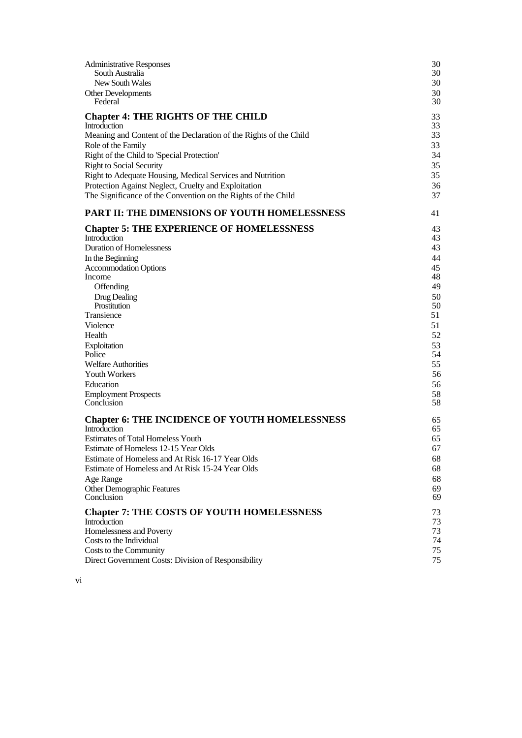| | |
|---|---|
| Administrative Responses | 30 |
| South Australia | 30 |
| New South Wales | 30 |
| Other Developments | 30 |
| Federal | 30 |
| **Chapter 4: THE RIGHTS OF THE CHILD** | 33 |
| Introduction | 33 |
| Meaning and Content of the Declaration of the Rights of the Child | 33 |
| Role of the Family | 33 |
| Right of the Child to 'Special Protection' | 34 |
| Right to Social Security | 35 |
| Right to Adequate Housing, Medical Services and Nutrition | 35 |
| Protection Against Neglect, Cruelty and Exploitation | 36 |
| The Significance of the Convention on the Rights of the Child | 37 |
| **PART II: THE DIMENSIONS OF YOUTH HOMELESSNESS** | 41 |
| **Chapter 5: THE EXPERIENCE OF HOMELESSNESS** | 43 |
| Introduction | 43 |
| Duration of Homelessness | 43 |
| In the Beginning | 44 |
| Accommodation Options | 45 |
| Income | 48 |
| Offending | 49 |
| Drug Dealing | 50 |
| Prostitution | 50 |
| Transience | 51 |
| Violence | 51 |
| Health | 52 |
| Exploitation | 53 |
| Police | 54 |
| Welfare Authorities | 55 |
| Youth Workers | 56 |
| Education | 56 |
| Employment Prospects | 58 |
| Conclusion | 58 |
| **Chapter 6: THE INCIDENCE OF YOUTH HOMELESSNESS** | 65 |
| Introduction | 65 |
| Estimates of Total Homeless Youth | 65 |
| Estimate of Homeless 12-15 Year Olds | 67 |
| Estimate of Homeless and At Risk 16-17 Year Olds | 68 |
| Estimate of Homeless and At Risk 15-24 Year Olds | 68 |
| Age Range | 68 |
| Other Demographic Features | 69 |
| Conclusion | 69 |
| **Chapter 7: THE COSTS OF YOUTH HOMELESSNESS** | 73 |
| Introduction | 73 |
| Homelessness and Poverty | 73 |
| Costs to the Individual | 74 |
| Costs to the Community | 75 |
| Direct Government Costs: Division of Responsibility | 75 |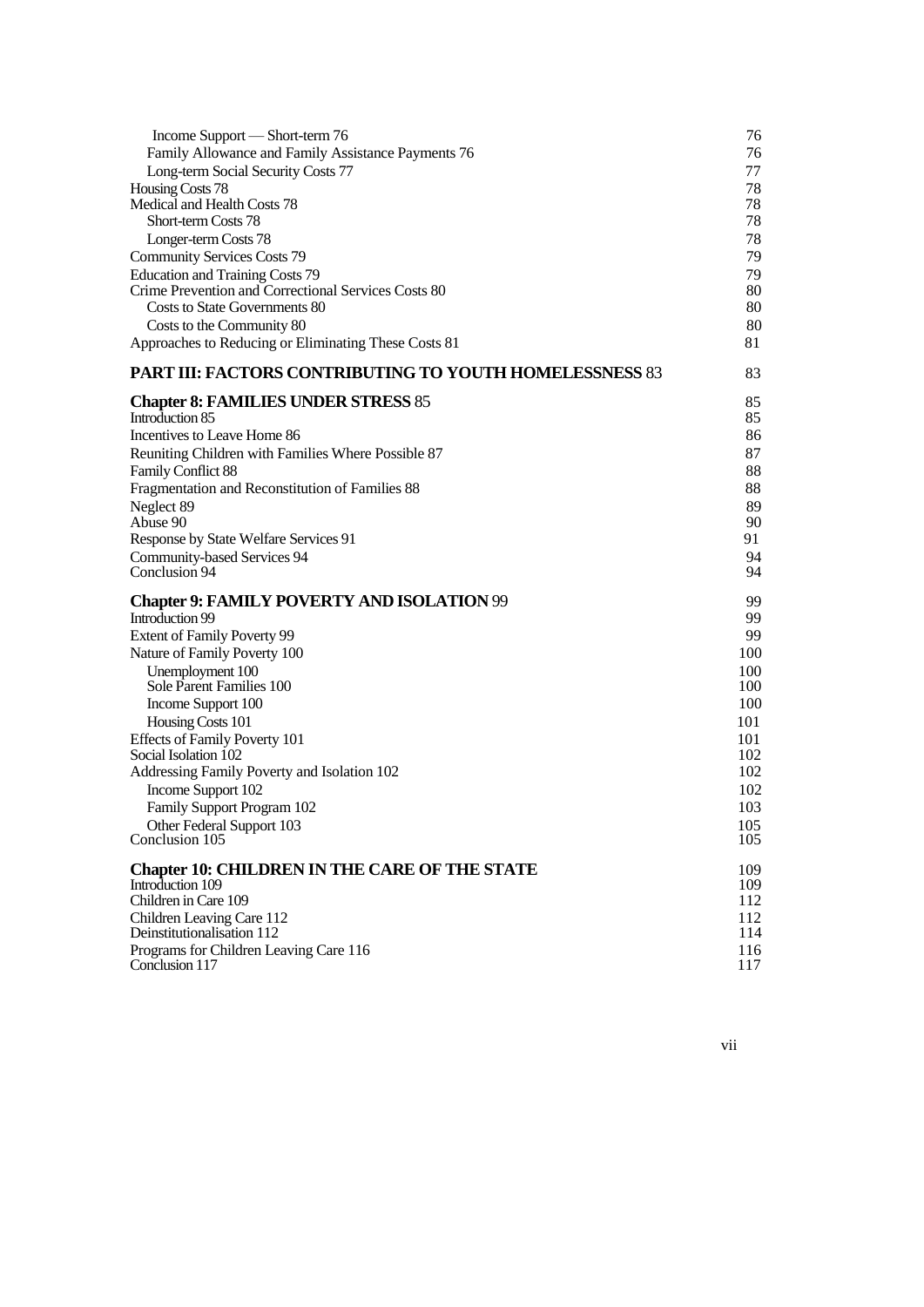Income Support — Short-term 76 76
Family Allowance and Family Assistance Payments 76 76
Long-term Social Security Costs 77 77
Housing Costs 78 78
Medical and Health Costs 78 78
Short-term Costs 78 78
Longer-term Costs 78 78
Community Services Costs 79 79
Education and Training Costs 79 79
Crime Prevention and Correctional Services Costs 80 80
Costs to State Governments 80 80
Costs to the Community 80 80
Approaches to Reducing or Eliminating These Costs 81 81

**PART III: FACTORS CONTRIBUTING TO YOUTH HOMELESSNESS** 83 83

**Chapter 8: FAMILIES UNDER STRESS** 85 85
Introduction 85 85
Incentives to Leave Home 86 86
Reuniting Children with Families Where Possible 87 87
Family Conflict 88 88
Fragmentation and Reconstitution of Families 88 88
Neglect 89 89
Abuse 90 90
Response by State Welfare Services 91 91
Community-based Services 94 94
Conclusion 94 94

**Chapter 9: FAMILY POVERTY AND ISOLATION** 99 99
Introduction 99 99
Extent of Family Poverty 99 99
Nature of Family Poverty 100 100
Unemployment 100 100
Sole Parent Families 100 100
Income Support 100 100
Housing Costs 101 101
Effects of Family Poverty 101 101
Social Isolation 102 102
Addressing Family Poverty and Isolation 102 102
Income Support 102 102
Family Support Program 102 103
Other Federal Support 103 105
Conclusion 105 105

**Chapter 10: CHILDREN IN THE CARE OF THE STATE** 109
Introduction 109 109
Children in Care 109 112
Children Leaving Care 112 112
Deinstitutionalisation 112 114
Programs for Children Leaving Care 116 116
Conclusion 117 117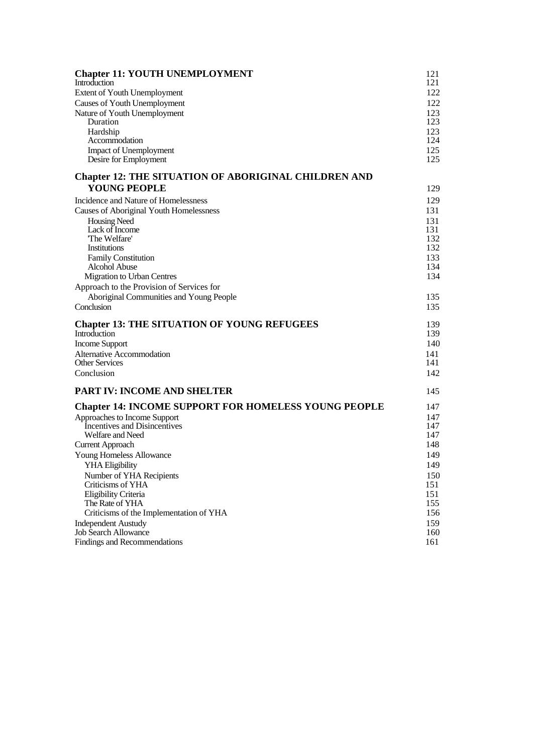| | |
|---|---|
| **Chapter 11: YOUTH UNEMPLOYMENT** | 121 |
| Introduction | 121 |
| Extent of Youth Unemployment | 122 |
| Causes of Youth Unemployment | 122 |
| Nature of Youth Unemployment | 123 |
| Duration | 123 |
| Hardship | 123 |
| Accommodation | 124 |
| Impact of Unemployment | 125 |
| Desire for Employment | 125 |
| **Chapter 12: THE SITUATION OF ABORIGINAL CHILDREN AND YOUNG PEOPLE** | 129 |
| Incidence and Nature of Homelessness | 129 |
| Causes of Aboriginal Youth Homelessness | 131 |
| Housing Need | 131 |
| Lack of Income | 131 |
| 'The Welfare' | 132 |
| Institutions | 132 |
| Family Constitution | 133 |
| Alcohol Abuse | 134 |
| Migration to Urban Centres | 134 |
| Approach to the Provision of Services for Aboriginal Communities and Young People | 135 |
| Conclusion | 135 |
| **Chapter 13: THE SITUATION OF YOUNG REFUGEES** | 139 |
| Introduction | 139 |
| Income Support | 140 |
| Alternative Accommodation | 141 |
| Other Services | 141 |
| Conclusion | 142 |
| **PART IV: INCOME AND SHELTER** | 145 |
| **Chapter 14: INCOME SUPPORT FOR HOMELESS YOUNG PEOPLE** | 147 |
| Approaches to Income Support | 147 |
| Incentives and Disincentives | 147 |
| Welfare and Need | 147 |
| Current Approach | 148 |
| Young Homeless Allowance | 149 |
| YHA Eligibility | 149 |
| Number of YHA Recipients | 150 |
| Criticisms of YHA | 151 |
| Eligibility Criteria | 151 |
| The Rate of YHA | 155 |
| Criticisms of the Implementation of YHA | 156 |
| Independent Austudy | 159 |
| Job Search Allowance | 160 |
| Findings and Recommendations | 161 |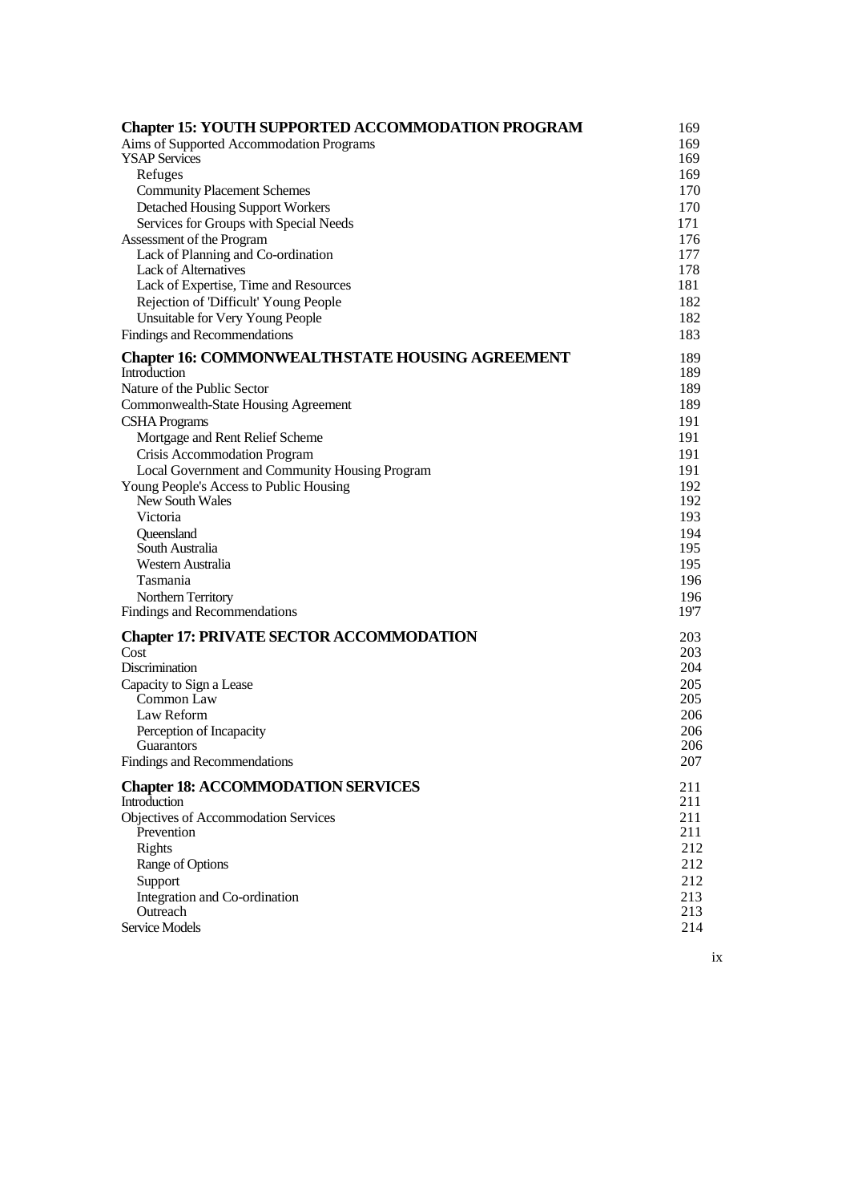| | |
|---|---|
| **Chapter 15: YOUTH SUPPORTED ACCOMMODATION PROGRAM** | 169 |
| Aims of Supported Accommodation Programs | 169 |
| YSAP Services | 169 |
| Refuges | 169 |
| Community Placement Schemes | 170 |
| Detached Housing Support Workers | 170 |
| Services for Groups with Special Needs | 171 |
| Assessment of the Program | 176 |
| Lack of Planning and Co-ordination | 177 |
| Lack of Alternatives | 178 |
| Lack of Expertise, Time and Resources | 181 |
| Rejection of 'Difficult' Young People | 182 |
| Unsuitable for Very Young People | 182 |
| Findings and Recommendations | 183 |
| **Chapter 16: COMMONWEALTHSTATE HOUSING AGREEMENT** | 189 |
| Introduction | 189 |
| Nature of the Public Sector | 189 |
| Commonwealth-State Housing Agreement | 189 |
| CSHA Programs | 191 |
| Mortgage and Rent Relief Scheme | 191 |
| Crisis Accommodation Program | 191 |
| Local Government and Community Housing Program | 191 |
| Young People's Access to Public Housing | 192 |
| New South Wales | 192 |
| Victoria | 193 |
| Queensland | 194 |
| South Australia | 195 |
| Western Australia | 195 |
| Tasmania | 196 |
| Northern Territory | 196 |
| Findings and Recommendations | 19'7 |
| **Chapter 17: PRIVATE SECTOR ACCOMMODATION** | 203 |
| Cost | 203 |
| Discrimination | 204 |
| Capacity to Sign a Lease | 205 |
| Common Law | 205 |
| Law Reform | 206 |
| Perception of Incapacity | 206 |
| Guarantors | 206 |
| Findings and Recommendations | 207 |
| **Chapter 18: ACCOMMODATION SERVICES** | 211 |
| Introduction | 211 |
| Objectives of Accommodation Services | 211 |
| Prevention | 211 |
| Rights | 212 |
| Range of Options | 212 |
| Support | 212 |
| Integration and Co-ordination | 213 |
| Outreach | 213 |
| Service Models | 214 |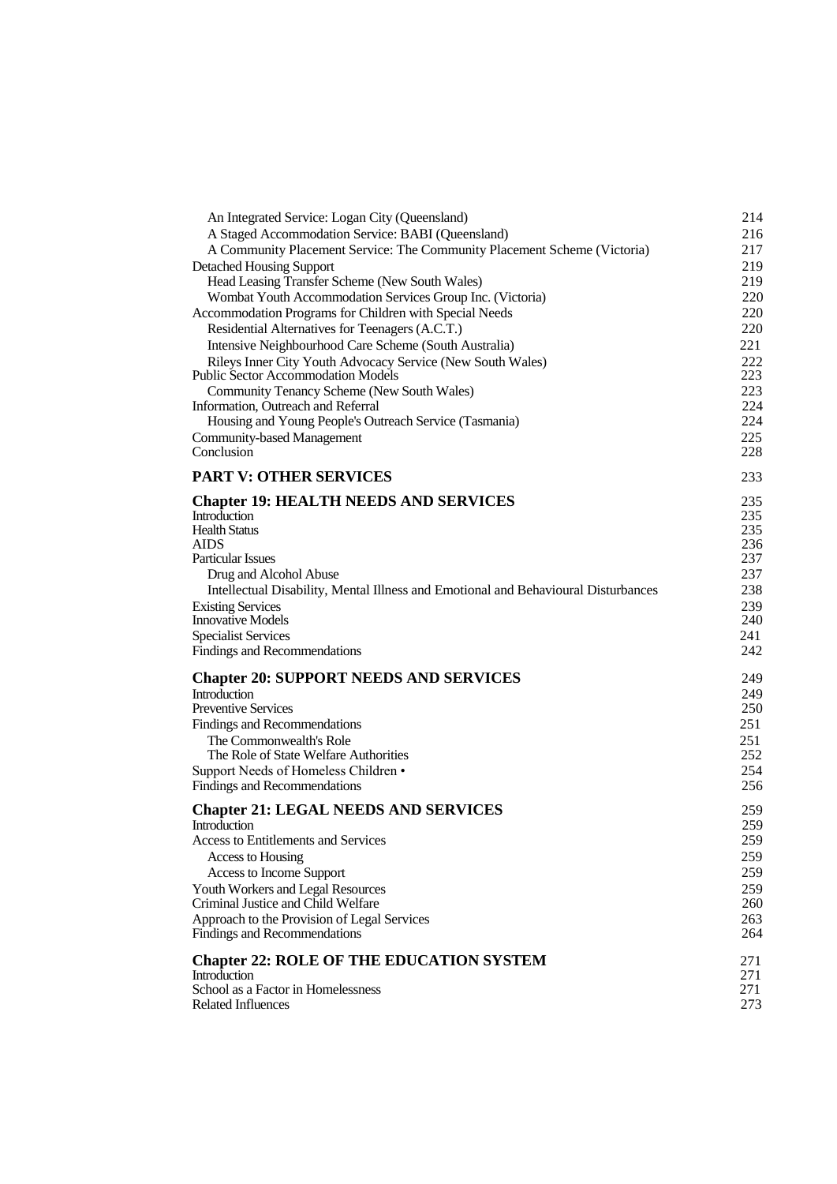| | |
|---|---|
| An Integrated Service: Logan City (Queensland) | 214 |
| A Staged Accommodation Service: BABI (Queensland) | 216 |
| A Community Placement Service: The Community Placement Scheme (Victoria) | 217 |
| Detached Housing Support | 219 |
| Head Leasing Transfer Scheme (New South Wales) | 219 |
| Wombat Youth Accommodation Services Group Inc. (Victoria) | 220 |
| Accommodation Programs for Children with Special Needs | 220 |
| Residential Alternatives for Teenagers (A.C.T.) | 220 |
| Intensive Neighbourhood Care Scheme (South Australia) | 221 |
| Rileys Inner City Youth Advocacy Service (New South Wales) | 222 |
| Public Sector Accommodation Models | 223 |
| Community Tenancy Scheme (New South Wales) | 223 |
| Information, Outreach and Referral | 224 |
| Housing and Young People's Outreach Service (Tasmania) | 224 |
| Community-based Management | 225 |
| Conclusion | 228 |
| **PART V: OTHER SERVICES** | 233 |
| **Chapter 19: HEALTH NEEDS AND SERVICES** | 235 |
| Introduction | 235 |
| Health Status | 235 |
| AIDS | 236 |
| Particular Issues | 237 |
| Drug and Alcohol Abuse | 237 |
| Intellectual Disability, Mental Illness and Emotional and Behavioural Disturbances | 238 |
| Existing Services | 239 |
| Innovative Models | 240 |
| Specialist Services | 241 |
| Findings and Recommendations | 242 |
| **Chapter 20: SUPPORT NEEDS AND SERVICES** | 249 |
| Introduction | 249 |
| Preventive Services | 250 |
| Findings and Recommendations | 251 |
| The Commonwealth's Role | 251 |
| The Role of State Welfare Authorities | 252 |
| Support Needs of Homeless Children • | 254 |
| Findings and Recommendations | 256 |
| **Chapter 21: LEGAL NEEDS AND SERVICES** | 259 |
| Introduction | 259 |
| Access to Entitlements and Services | 259 |
| Access to Housing | 259 |
| Access to Income Support | 259 |
| Youth Workers and Legal Resources | 259 |
| Criminal Justice and Child Welfare | 260 |
| Approach to the Provision of Legal Services | 263 |
| Findings and Recommendations | 264 |
| **Chapter 22: ROLE OF THE EDUCATION SYSTEM** | 271 |
| Introduction | 271 |
| School as a Factor in Homelessness | 271 |
| Related Influences | 273 |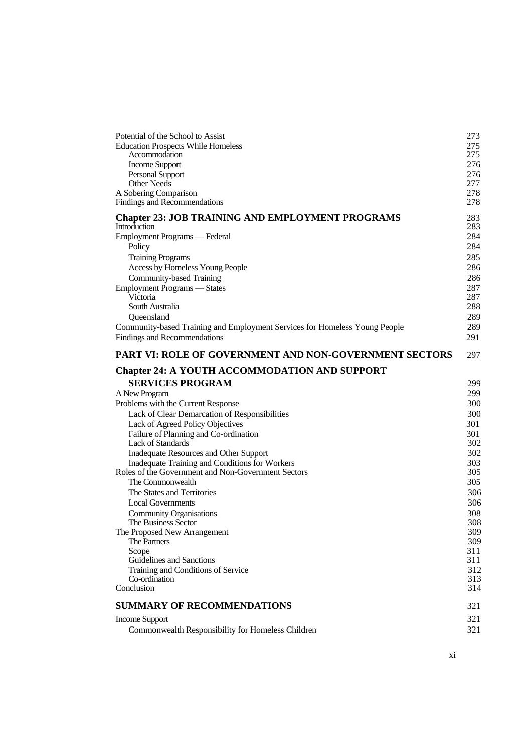| | |
|---|---|
| Potential of the School to Assist | 273 |
| Education Prospects While Homeless | 275 |
| Accommodation | 275 |
| Income Support | 276 |
| Personal Support | 276 |
| Other Needs | 277 |
| A Sobering Comparison | 278 |
| Findings and Recommendations | 278 |
| **Chapter 23: JOB TRAINING AND EMPLOYMENT PROGRAMS** | 283 |
| Introduction | 283 |
| Employment Programs — Federal | 284 |
| Policy | 284 |
| Training Programs | 285 |
| Access by Homeless Young People | 286 |
| Community-based Training | 286 |
| Employment Programs — States | 287 |
| Victoria | 287 |
| South Australia | 288 |
| Queensland | 289 |
| Community-based Training and Employment Services for Homeless Young People | 289 |
| Findings and Recommendations | 291 |
| **PART VI: ROLE OF GOVERNMENT AND NON-GOVERNMENT SECTORS** | 297 |
| **Chapter 24: A YOUTH ACCOMMODATION AND SUPPORT SERVICES PROGRAM** | 299 |
| A New Program | 299 |
| Problems with the Current Response | 300 |
| Lack of Clear Demarcation of Responsibilities | 300 |
| Lack of Agreed Policy Objectives | 301 |
| Failure of Planning and Co-ordination | 301 |
| Lack of Standards | 302 |
| Inadequate Resources and Other Support | 302 |
| Inadequate Training and Conditions for Workers | 303 |
| Roles of the Government and Non-Government Sectors | 305 |
| The Commonwealth | 305 |
| The States and Territories | 306 |
| Local Governments | 306 |
| Community Organisations | 308 |
| The Business Sector | 308 |
| The Proposed New Arrangement | 309 |
| The Partners | 309 |
| Scope | 311 |
| Guidelines and Sanctions | 311 |
| Training and Conditions of Service | 312 |
| Co-ordination | 313 |
| Conclusion | 314 |
| **SUMMARY OF RECOMMENDATIONS** | 321 |
| Income Support | 321 |
| Commonwealth Responsibility for Homeless Children | 321 |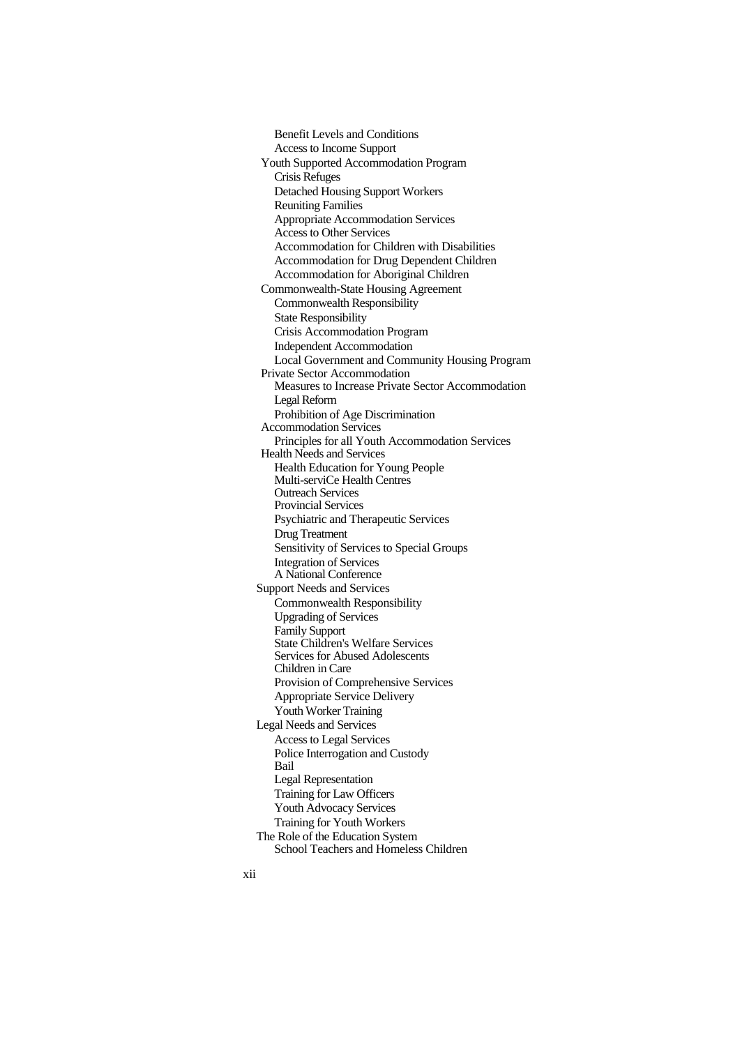- Benefit Levels and Conditions
- Access to Income Support

Youth Supported Accommodation Program

- Crisis Refuges
- Detached Housing Support Workers
- Reuniting Families
- Appropriate Accommodation Services
- Access to Other Services
- Accommodation for Children with Disabilities
- Accommodation for Drug Dependent Children
- Accommodation for Aboriginal Children

Commonwealth-State Housing Agreement

- Commonwealth Responsibility
- State Responsibility
- Crisis Accommodation Program
- Independent Accommodation
- Local Government and Community Housing Program

Private Sector Accommodation

- Measures to Increase Private Sector Accommodation
- Legal Reform
- Prohibition of Age Discrimination

Accommodation Services

- Principles for all Youth Accommodation Services

Health Needs and Services

- Health Education for Young People
- Multi-serviCe Health Centres
- Outreach Services
- Provincial Services
- Psychiatric and Therapeutic Services
- Drug Treatment
- Sensitivity of Services to Special Groups
- Integration of Services
- A National Conference

Support Needs and Services

- Commonwealth Responsibility
- Upgrading of Services
- Family Support
- State Children's Welfare Services
- Services for Abused Adolescents
- Children in Care
- Provision of Comprehensive Services
- Appropriate Service Delivery
- Youth Worker Training

Legal Needs and Services

- Access to Legal Services
- Police Interrogation and Custody
- Bail
- Legal Representation
- Training for Law Officers
- Youth Advocacy Services
- Training for Youth Workers

The Role of the Education System

- School Teachers and Homeless Children